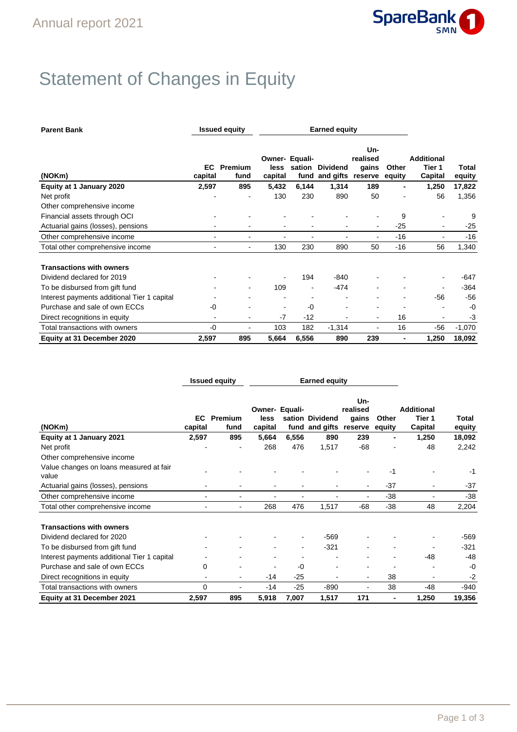# Statement of Changes in Equity

| **Parent Bank** | **Issued equity** | | **Earned equity** | | | | | | |
|---|---|---|---|---|---|---|---|---|---|
| **(NOKm)** | **EC capital** | **Premium fund** | **Owner-less capital** | **Equali-sation fund** | **Dividend and gifts** | **Un-realised gains reserve** | **Other equity** | **Additional Tier 1 Capital** | **Total equity** |
| **Equity at 1 January 2020** | **2,597** | **895** | **5,432** | **6,144** | **1,314** | **189** | **-** | **1,250** | **17,822** |
| Net profit | - | - | 130 | 230 | 890 | 50 | - | 56 | 1,356 |
| Other comprehensive income | | | | | | | | | |
| Financial assets through OCI | - | - | - | - | - | - | 9 | - | 9 |
| Actuarial gains (losses), pensions | - | - | - | - | - | - | -25 | - | -25 |
| Other comprehensive income | - | - | - | - | - | - | -16 | - | -16 |
| Total other comprehensive income | - | - | 130 | 230 | 890 | 50 | -16 | 56 | 1,340 |
| **Transactions with owners** | | | | | | | | | |
| Dividend declared for 2019 | - | - | - | 194 | -840 | - | - | - | -647 |
| To be disbursed from gift fund | - | - | 109 | - | -474 | - | - | - | -364 |
| Interest payments additional Tier 1 capital | - | - | - | - | - | - | - | -56 | -56 |
| Purchase and sale of own ECCs | -0 | - | - | -0 | - | - | - | - | -0 |
| Direct recognitions in equity | - | - | -7 | -12 | - | - | 16 | - | -3 |
| Total transactions with owners | -0 | - | 103 | 182 | -1,314 | - | 16 | -56 | -1,070 |
| **Equity at 31 December 2020** | **2,597** | **895** | **5,664** | **6,556** | **890** | **239** | **-** | **1,250** | **18,092** |

| | **Issued equity** | | **Earned equity** | | | | | | |
|---|---|---|---|---|---|---|---|---|---|
| **(NOKm)** | **EC capital** | **Premium fund** | **Owner-less capital** | **Equali-sation fund** | **Dividend and gifts** | **Un-realised gains reserve** | **Other equity** | **Additional Tier 1 Capital** | **Total equity** |
| **Equity at 1 January 2021** | **2,597** | **895** | **5,664** | **6,556** | **890** | **239** | **-** | **1,250** | **18,092** |
| Net profit | - | - | 268 | 476 | 1,517 | -68 | - | 48 | 2,242 |
| Other comprehensive income | | | | | | | | | |
| Value changes on loans measured at fair value | - | - | - | - | - | - | -1 | - | -1 |
| Actuarial gains (losses), pensions | - | - | - | - | - | - | -37 | - | -37 |
| Other comprehensive income | - | - | - | - | - | - | -38 | - | -38 |
| Total other comprehensive income | - | - | 268 | 476 | 1,517 | -68 | -38 | 48 | 2,204 |
| **Transactions with owners** | | | | | | | | | |
| Dividend declared for 2020 | - | - | - | - | -569 | - | - | - | -569 |
| To be disbursed from gift fund | - | - | - | - | -321 | - | - | - | -321 |
| Interest payments additional Tier 1 capital | - | - | - | - | - | - | - | -48 | -48 |
| Purchase and sale of own ECCs | 0 | - | - | -0 | - | - | - | - | -0 |
| Direct recognitions in equity | - | - | -14 | -25 | - | - | 38 | - | -2 |
| Total transactions with owners | 0 | - | -14 | -25 | -890 | - | 38 | -48 | -940 |
| **Equity at 31 December 2021** | **2,597** | **895** | **5,918** | **7,007** | **1,517** | **171** | **-** | **1,250** | **19,356** |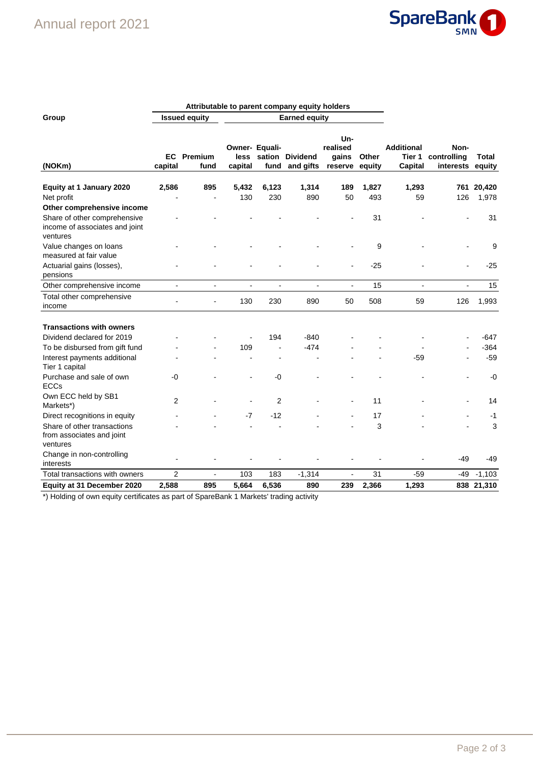| Group | Attributable to parent company equity holders | | | | | | | | | |
|---|---|---|---|---|---|---|---|---|---|---|
| | Issued equity | | Earned equity | | | | | | | |
| (NOKm) | EC capital | Premium fund | Owner-less capital | Equali-sation fund | Dividend and gifts | Un-realised gains reserve | Other equity | Additional Tier 1 Capital | Non-controlling interests | Total equity |
| **Equity at 1 January 2020** | **2,586** | **895** | **5,432** | **6,123** | **1,314** | **189** | **1,827** | **1,293** | **761** | **20,420** |
| Net profit | - | - | 130 | 230 | 890 | 50 | 493 | 59 | 126 | 1,978 |
| **Other comprehensive income** | | | | | | | | | | |
| Share of other comprehensive income of associates and joint ventures | - | - | - | - | - | - | 31 | - | - | 31 |
| Value changes on loans measured at fair value | - | - | - | - | - | - | 9 | - | - | 9 |
| Actuarial gains (losses), pensions | - | - | - | - | - | - | -25 | - | - | -25 |
| Other comprehensive income | - | - | - | - | - | - | 15 | - | - | 15 |
| Total other comprehensive income | - | - | 130 | 230 | 890 | 50 | 508 | 59 | 126 | 1,993 |
| **Transactions with owners** | | | | | | | | | | |
| Dividend declared for 2019 | - | - | - | 194 | -840 | - | - | - | - | -647 |
| To be disbursed from gift fund | - | - | 109 | - | -474 | - | - | - | - | -364 |
| Interest payments additional Tier 1 capital | - | - | - | - | - | - | - | -59 | - | -59 |
| Purchase and sale of own ECCs | -0 | - | - | -0 | - | - | - | - | - | -0 |
| Own ECC held by SB1 Markets*) | 2 | - | - | 2 | - | - | 11 | - | - | 14 |
| Direct recognitions in equity | - | - | -7 | -12 | - | - | 17 | - | - | -1 |
| Share of other transactions from associates and joint ventures | - | - | - | - | - | - | 3 | - | - | 3 |
| Change in non-controlling interests | - | - | - | - | - | - | - | - | -49 | -49 |
| Total transactions with owners | 2 | - | 103 | 183 | -1,314 | - | 31 | -59 | -49 | -1,103 |
| **Equity at 31 December 2020** | **2,588** | **895** | **5,664** | **6,536** | **890** | **239** | **2,366** | **1,293** | **838** | **21,310** |

*) Holding of own equity certificates as part of SpareBank 1 Markets' trading activity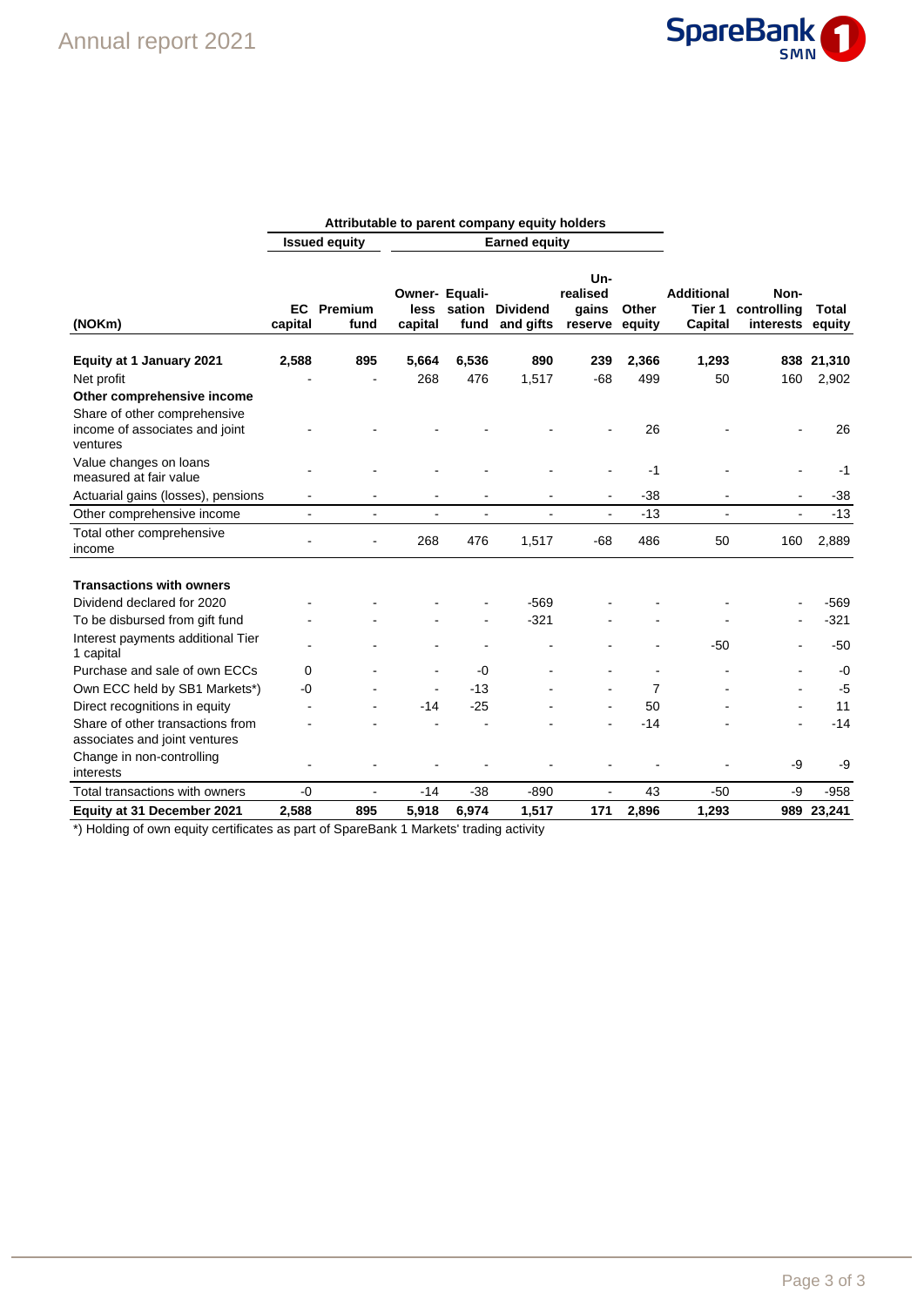| (NOKm) | Attributable to parent company equity holders | | | | | | | | | |
|---|---|---|---|---|---|---|---|---|---|---|
| | Issued equity | | Earned equity | | | | | | | |
| | EC capital | Premium fund | Owner-less capital | Equali-sation fund | Dividend and gifts | Un-realised gains reserve | Other equity | Additional Tier 1 Capital | Non-controlling interests | Total equity |
| **Equity at 1 January 2021** | **2,588** | **895** | **5,664** | **6,536** | **890** | **239** | **2,366** | **1,293** | **838** | **21,310** |
| Net profit | - | - | 268 | 476 | 1,517 | -68 | 499 | 50 | 160 | 2,902 |
| **Other comprehensive income** | | | | | | | | | | |
| Share of other comprehensive income of associates and joint ventures | - | - | - | - | - | - | 26 | - | - | 26 |
| Value changes on loans measured at fair value | - | - | - | - | - | - | -1 | - | - | -1 |
| Actuarial gains (losses), pensions | - | - | - | - | - | - | -38 | - | - | -38 |
| Other comprehensive income | - | - | - | - | - | - | -13 | - | - | -13 |
| Total other comprehensive income | - | - | 268 | 476 | 1,517 | -68 | 486 | 50 | 160 | 2,889 |
| **Transactions with owners** | | | | | | | | | | |
| Dividend declared for 2020 | - | - | - | - | -569 | - | - | - | - | -569 |
| To be disbursed from gift fund | - | - | - | - | -321 | - | - | - | - | -321 |
| Interest payments additional Tier 1 capital | - | - | - | - | - | - | - | -50 | - | -50 |
| Purchase and sale of own ECCs | 0 | - | - | -0 | - | - | - | - | - | -0 |
| Own ECC held by SB1 Markets*) | -0 | - | - | -13 | - | - | 7 | - | - | -5 |
| Direct recognitions in equity | - | - | -14 | -25 | - | - | 50 | - | - | 11 |
| Share of other transactions from associates and joint ventures | - | - | - | - | - | - | -14 | - | - | -14 |
| Change in non-controlling interests | - | - | - | - | - | - | - | - | -9 | -9 |
| Total transactions with owners | -0 | - | -14 | -38 | -890 | - | 43 | -50 | -9 | -958 |
| **Equity at 31 December 2021** | **2,588** | **895** | **5,918** | **6,974** | **1,517** | **171** | **2,896** | **1,293** | **989** | **23,241** |

*) Holding of own equity certificates as part of SpareBank 1 Markets' trading activity